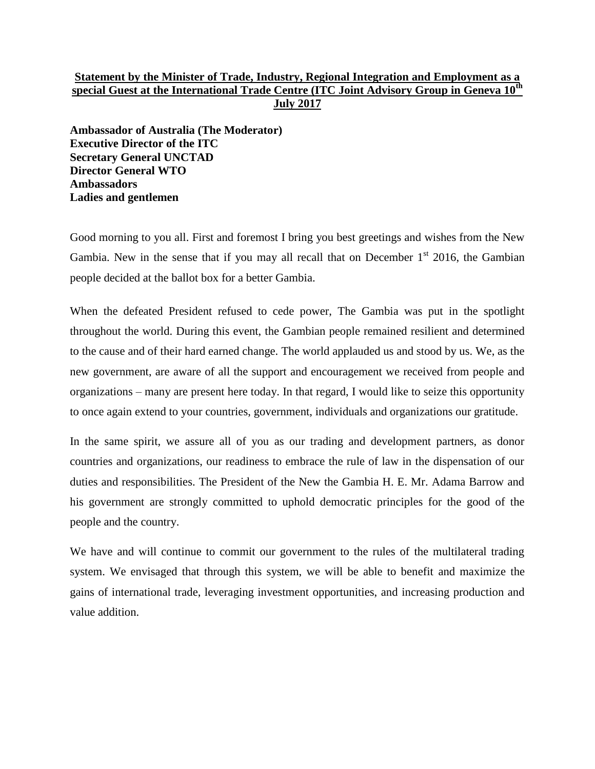**Statement by the Minister of Trade, Industry, Regional Integration and Employment as a special Guest at the International Trade Centre (ITC Joint Advisory Group in Geneva 10th July 2017**

**Ambassador of Australia (The Moderator)**
**Executive Director of the ITC**
**Secretary General UNCTAD**
**Director General WTO**
**Ambassadors**
**Ladies and gentlemen**

Good morning to you all. First and foremost I bring you best greetings and wishes from the New Gambia. New in the sense that if you may all recall that on December 1st 2016, the Gambian people decided at the ballot box for a better Gambia.

When the defeated President refused to cede power, The Gambia was put in the spotlight throughout the world. During this event, the Gambian people remained resilient and determined to the cause and of their hard earned change. The world applauded us and stood by us. We, as the new government, are aware of all the support and encouragement we received from people and organizations – many are present here today. In that regard, I would like to seize this opportunity to once again extend to your countries, government, individuals and organizations our gratitude.

In the same spirit, we assure all of you as our trading and development partners, as donor countries and organizations, our readiness to embrace the rule of law in the dispensation of our duties and responsibilities. The President of the New the Gambia H. E. Mr. Adama Barrow and his government are strongly committed to uphold democratic principles for the good of the people and the country.

We have and will continue to commit our government to the rules of the multilateral trading system. We envisaged that through this system, we will be able to benefit and maximize the gains of international trade, leveraging investment opportunities, and increasing production and value addition.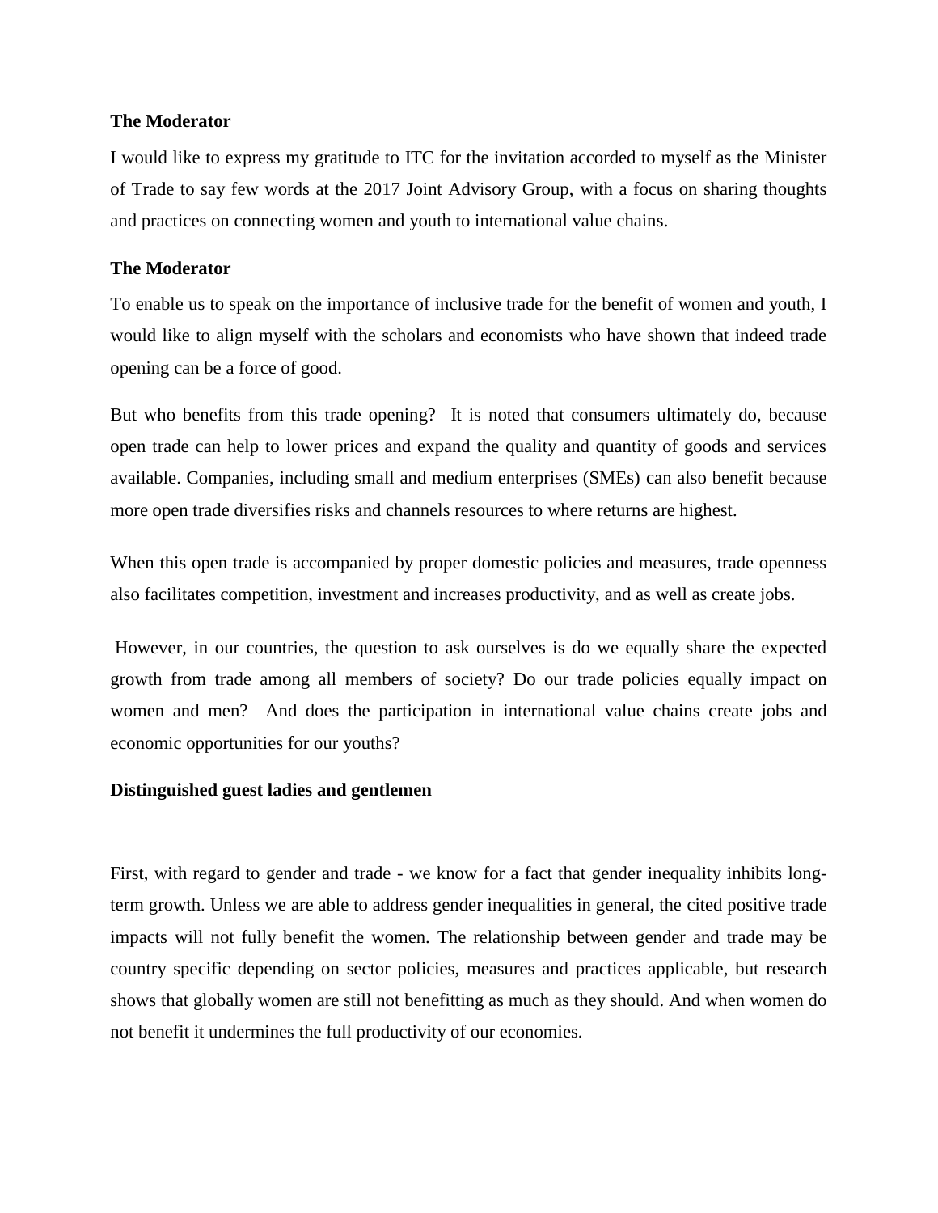**The Moderator**

I would like to express my gratitude to ITC for the invitation accorded to myself as the Minister of Trade to say few words at the 2017 Joint Advisory Group, with a focus on sharing thoughts and practices on connecting women and youth to international value chains.

**The Moderator**

To enable us to speak on the importance of inclusive trade for the benefit of women and youth, I would like to align myself with the scholars and economists who have shown that indeed trade opening can be a force of good.

But who benefits from this trade opening? It is noted that consumers ultimately do, because open trade can help to lower prices and expand the quality and quantity of goods and services available. Companies, including small and medium enterprises (SMEs) can also benefit because more open trade diversifies risks and channels resources to where returns are highest.

When this open trade is accompanied by proper domestic policies and measures, trade openness also facilitates competition, investment and increases productivity, and as well as create jobs.

However, in our countries, the question to ask ourselves is do we equally share the expected growth from trade among all members of society? Do our trade policies equally impact on women and men? And does the participation in international value chains create jobs and economic opportunities for our youths?

**Distinguished guest ladies and gentlemen**

First, with regard to gender and trade - we know for a fact that gender inequality inhibits long-term growth. Unless we are able to address gender inequalities in general, the cited positive trade impacts will not fully benefit the women. The relationship between gender and trade may be country specific depending on sector policies, measures and practices applicable, but research shows that globally women are still not benefitting as much as they should. And when women do not benefit it undermines the full productivity of our economies.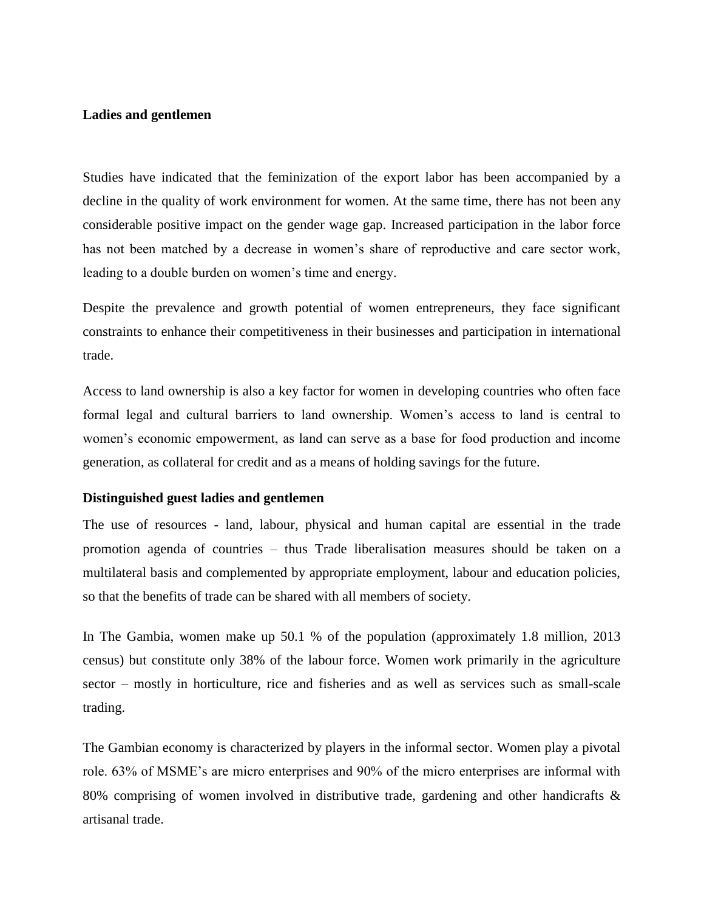**Ladies and gentlemen**

Studies have indicated that the feminization of the export labor has been accompanied by a decline in the quality of work environment for women. At the same time, there has not been any considerable positive impact on the gender wage gap. Increased participation in the labor force has not been matched by a decrease in women's share of reproductive and care sector work, leading to a double burden on women's time and energy.

Despite the prevalence and growth potential of women entrepreneurs, they face significant constraints to enhance their competitiveness in their businesses and participation in international trade.

Access to land ownership is also a key factor for women in developing countries who often face formal legal and cultural barriers to land ownership. Women's access to land is central to women's economic empowerment, as land can serve as a base for food production and income generation, as collateral for credit and as a means of holding savings for the future.

**Distinguished guest ladies and gentlemen**

The use of resources - land, labour, physical and human capital are essential in the trade promotion agenda of countries – thus Trade liberalisation measures should be taken on a multilateral basis and complemented by appropriate employment, labour and education policies, so that the benefits of trade can be shared with all members of society.

In The Gambia, women make up 50.1 % of the population (approximately 1.8 million, 2013 census) but constitute only 38% of the labour force. Women work primarily in the agriculture sector – mostly in horticulture, rice and fisheries and as well as services such as small-scale trading.

The Gambian economy is characterized by players in the informal sector. Women play a pivotal role. 63% of MSME's are micro enterprises and 90% of the micro enterprises are informal with 80% comprising of women involved in distributive trade, gardening and other handicrafts & artisanal trade.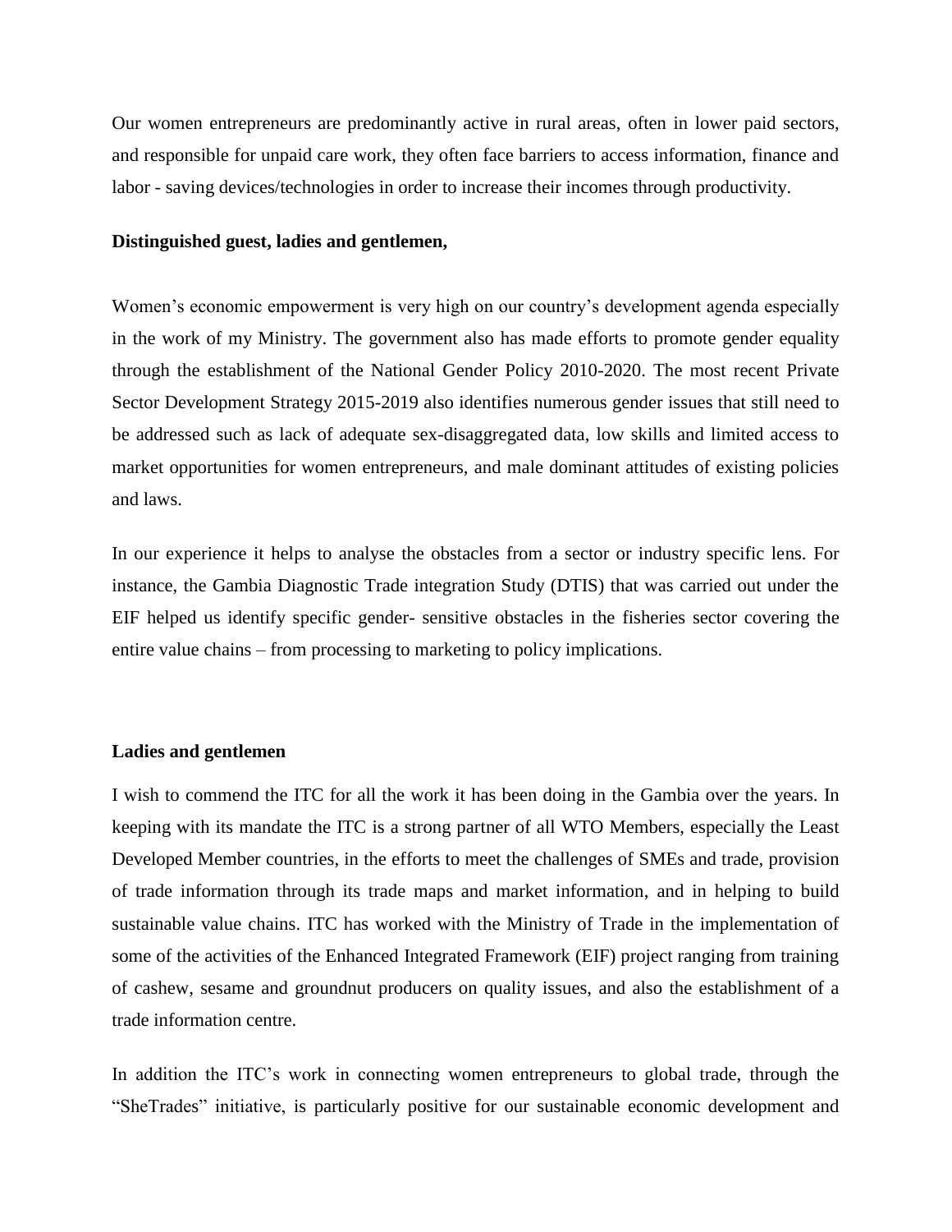Our women entrepreneurs are predominantly active in rural areas, often in lower paid sectors, and responsible for unpaid care work, they often face barriers to access information, finance and labor - saving devices/technologies in order to increase their incomes through productivity.

**Distinguished guest, ladies and gentlemen,**

Women's economic empowerment is very high on our country's development agenda especially in the work of my Ministry. The government also has made efforts to promote gender equality through the establishment of the National Gender Policy 2010-2020. The most recent Private Sector Development Strategy 2015-2019 also identifies numerous gender issues that still need to be addressed such as lack of adequate sex-disaggregated data, low skills and limited access to market opportunities for women entrepreneurs, and male dominant attitudes of existing policies and laws.

In our experience it helps to analyse the obstacles from a sector or industry specific lens. For instance, the Gambia Diagnostic Trade integration Study (DTIS) that was carried out under the EIF helped us identify specific gender- sensitive obstacles in the fisheries sector covering the entire value chains – from processing to marketing to policy implications.

**Ladies and gentlemen**

I wish to commend the ITC for all the work it has been doing in the Gambia over the years. In keeping with its mandate the ITC is a strong partner of all WTO Members, especially the Least Developed Member countries, in the efforts to meet the challenges of SMEs and trade, provision of trade information through its trade maps and market information, and in helping to build sustainable value chains. ITC has worked with the Ministry of Trade in the implementation of some of the activities of the Enhanced Integrated Framework (EIF) project ranging from training of cashew, sesame and groundnut producers on quality issues, and also the establishment of a trade information centre.

In addition the ITC's work in connecting women entrepreneurs to global trade, through the "SheTrades" initiative, is particularly positive for our sustainable economic development and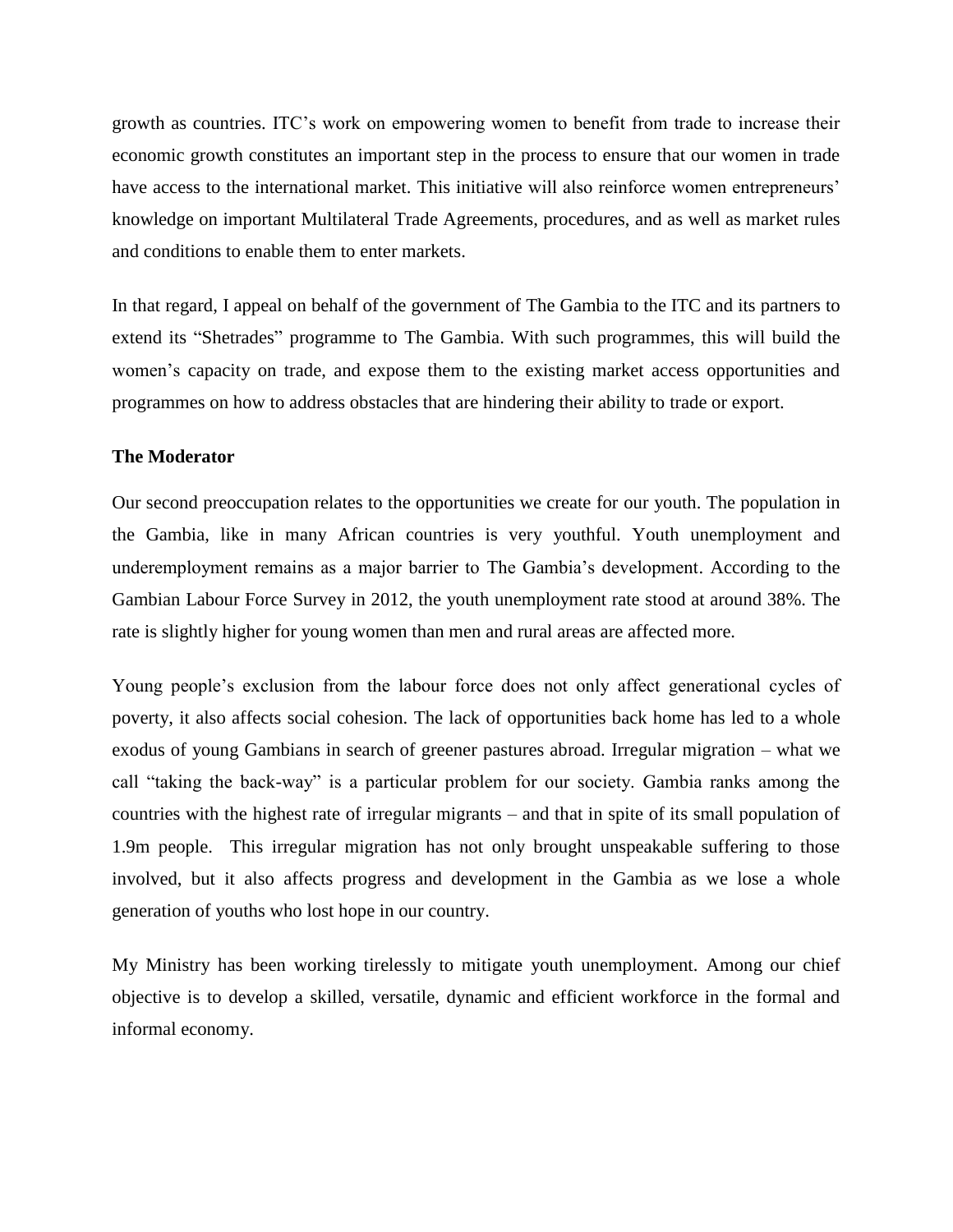growth as countries. ITC's work on empowering women to benefit from trade to increase their economic growth constitutes an important step in the process to ensure that our women in trade have access to the international market. This initiative will also reinforce women entrepreneurs' knowledge on important Multilateral Trade Agreements, procedures, and as well as market rules and conditions to enable them to enter markets.

In that regard, I appeal on behalf of the government of The Gambia to the ITC and its partners to extend its "Shetrades" programme to The Gambia. With such programmes, this will build the women's capacity on trade, and expose them to the existing market access opportunities and programmes on how to address obstacles that are hindering their ability to trade or export.

**The Moderator**

Our second preoccupation relates to the opportunities we create for our youth. The population in the Gambia, like in many African countries is very youthful. Youth unemployment and underemployment remains as a major barrier to The Gambia's development. According to the Gambian Labour Force Survey in 2012, the youth unemployment rate stood at around 38%. The rate is slightly higher for young women than men and rural areas are affected more.

Young people's exclusion from the labour force does not only affect generational cycles of poverty, it also affects social cohesion. The lack of opportunities back home has led to a whole exodus of young Gambians in search of greener pastures abroad. Irregular migration – what we call "taking the back-way" is a particular problem for our society. Gambia ranks among the countries with the highest rate of irregular migrants – and that in spite of its small population of 1.9m people. This irregular migration has not only brought unspeakable suffering to those involved, but it also affects progress and development in the Gambia as we lose a whole generation of youths who lost hope in our country.

My Ministry has been working tirelessly to mitigate youth unemployment. Among our chief objective is to develop a skilled, versatile, dynamic and efficient workforce in the formal and informal economy.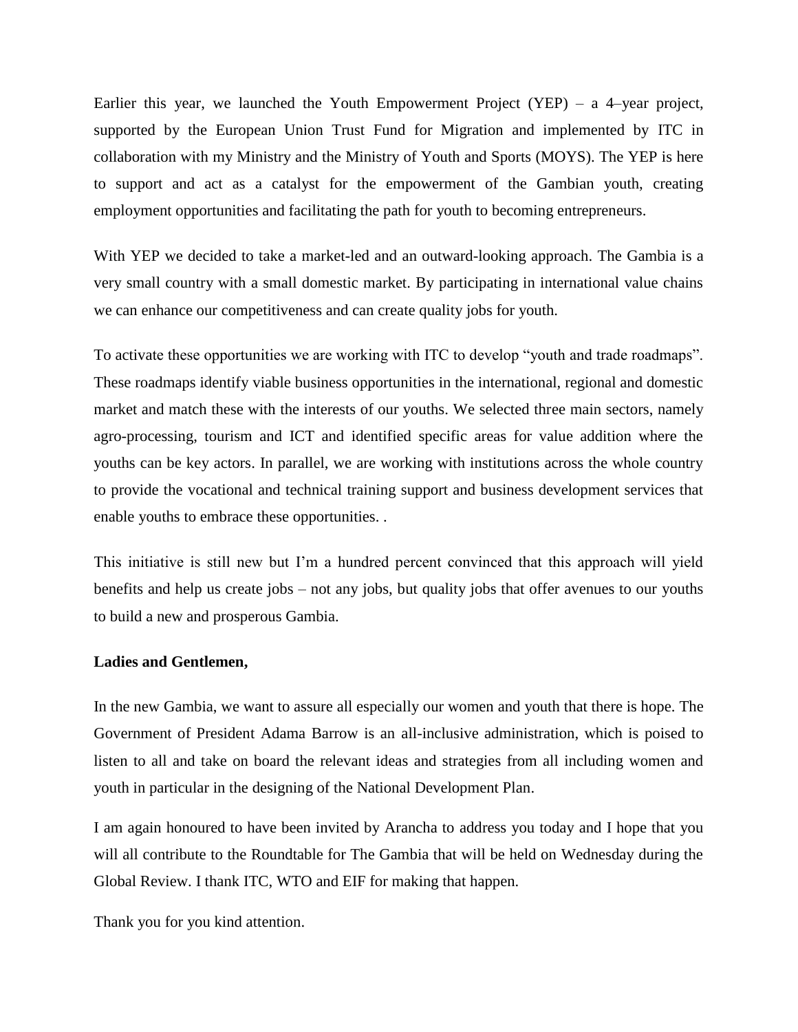Earlier this year, we launched the Youth Empowerment Project (YEP) – a 4–year project, supported by the European Union Trust Fund for Migration and implemented by ITC in collaboration with my Ministry and the Ministry of Youth and Sports (MOYS). The YEP is here to support and act as a catalyst for the empowerment of the Gambian youth, creating employment opportunities and facilitating the path for youth to becoming entrepreneurs.

With YEP we decided to take a market-led and an outward-looking approach. The Gambia is a very small country with a small domestic market. By participating in international value chains we can enhance our competitiveness and can create quality jobs for youth.

To activate these opportunities we are working with ITC to develop "youth and trade roadmaps". These roadmaps identify viable business opportunities in the international, regional and domestic market and match these with the interests of our youths. We selected three main sectors, namely agro-processing, tourism and ICT and identified specific areas for value addition where the youths can be key actors. In parallel, we are working with institutions across the whole country to provide the vocational and technical training support and business development services that enable youths to embrace these opportunities. .

This initiative is still new but I'm a hundred percent convinced that this approach will yield benefits and help us create jobs – not any jobs, but quality jobs that offer avenues to our youths to build a new and prosperous Gambia.

**Ladies and Gentlemen,**

In the new Gambia, we want to assure all especially our women and youth that there is hope. The Government of President Adama Barrow is an all-inclusive administration, which is poised to listen to all and take on board the relevant ideas and strategies from all including women and youth in particular in the designing of the National Development Plan.

I am again honoured to have been invited by Arancha to address you today and I hope that you will all contribute to the Roundtable for The Gambia that will be held on Wednesday during the Global Review. I thank ITC, WTO and EIF for making that happen.

Thank you for you kind attention.